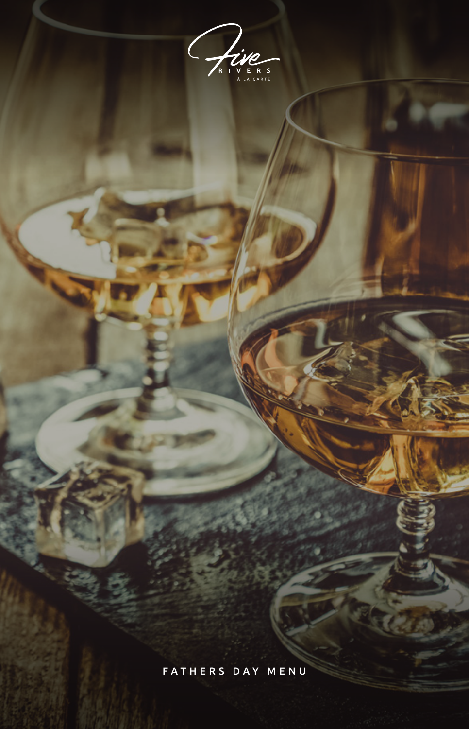Five

RIVERS

À LA CARTE

FATHERS DAY MENU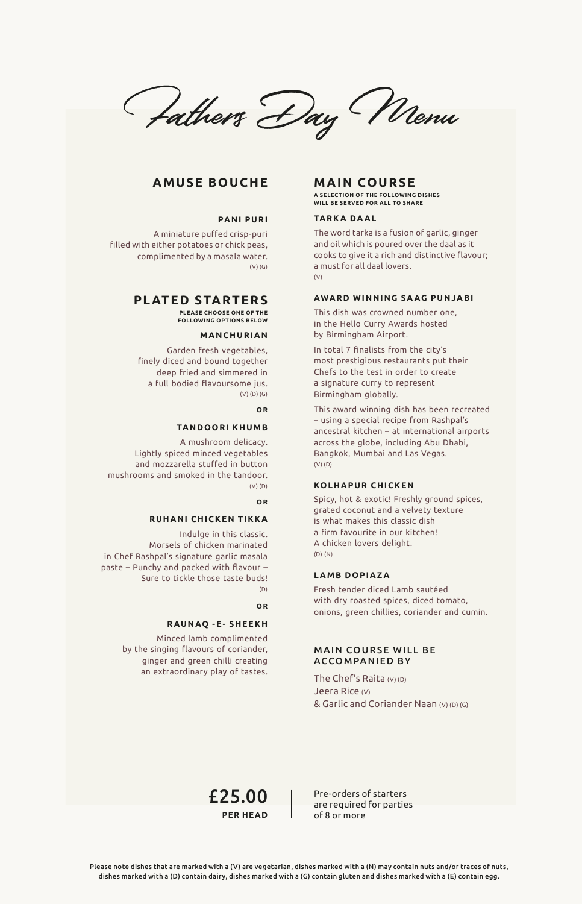# Fathers Day Menu

## AMUSE BOUCHE

### PANI PURI

A miniature puffed crisp-puri
filled with either potatoes or chick peas,
complimented by a masala water.
(V) (G)

## PLATED STARTERS

**PLEASE CHOOSE ONE OF THE FOLLOWING OPTIONS BELOW**

### MANCHURIAN

Garden fresh vegetables,
finely diced and bound together
deep fried and simmered in
a full bodied flavoursome jus.
(V) (D) (G)

**OR**

### TANDOORI KHUMB

A mushroom delicacy.
Lightly spiced minced vegetables
and mozzarella stuffed in button
mushrooms and smoked in the tandoor.
(V) (D)

**OR**

### RUHANI CHICKEN TIKKA

Indulge in this classic.
Morsels of chicken marinated
in Chef Rashpal's signature garlic masala
paste – Punchy and packed with flavour –
Sure to tickle those taste buds!
(D)

**OR**

### RAUNAQ -E- SHEEKH

Minced lamb complimented
by the singing flavours of coriander,
ginger and green chilli creating
an extraordinary play of tastes.

## MAIN COURSE

**A SELECTION OF THE FOLLOWING DISHES WILL BE SERVED FOR ALL TO SHARE**

### TARKA DAAL

The word tarka is a fusion of garlic, ginger and oil which is poured over the daal as it cooks to give it a rich and distinctive flavour; a must for all daal lovers.
(V)

### AWARD WINNING SAAG PUNJABI

This dish was crowned number one, in the Hello Curry Awards hosted by Birmingham Airport.

In total 7 finalists from the city's most prestigious restaurants put their Chefs to the test in order to create a signature curry to represent Birmingham globally.

This award winning dish has been recreated – using a special recipe from Rashpal's ancestral kitchen – at international airports across the globe, including Abu Dhabi, Bangkok, Mumbai and Las Vegas.
(V) (D)

### KOLHAPUR CHICKEN

Spicy, hot & exotic! Freshly ground spices, grated coconut and a velvety texture is what makes this classic dish a firm favourite in our kitchen! A chicken lovers delight.
(D) (N)

### LAMB DOPIAZA

Fresh tender diced Lamb sautéed with dry roasted spices, diced tomato, onions, green chillies, coriander and cumin.

### MAIN COURSE WILL BE ACCOMPANIED BY

The Chef's Raita (V) (D)
Jeera Rice (V)
& Garlic and Coriander Naan (V) (D) (G)

**£25.00**
**PER HEAD**

Pre-orders of starters are required for parties of 8 or more

Please note dishes that are marked with a (V) are vegetarian, dishes marked with a (N) may contain nuts and/or traces of nuts, dishes marked with a (D) contain dairy, dishes marked with a (G) contain gluten and dishes marked with a (E) contain egg.